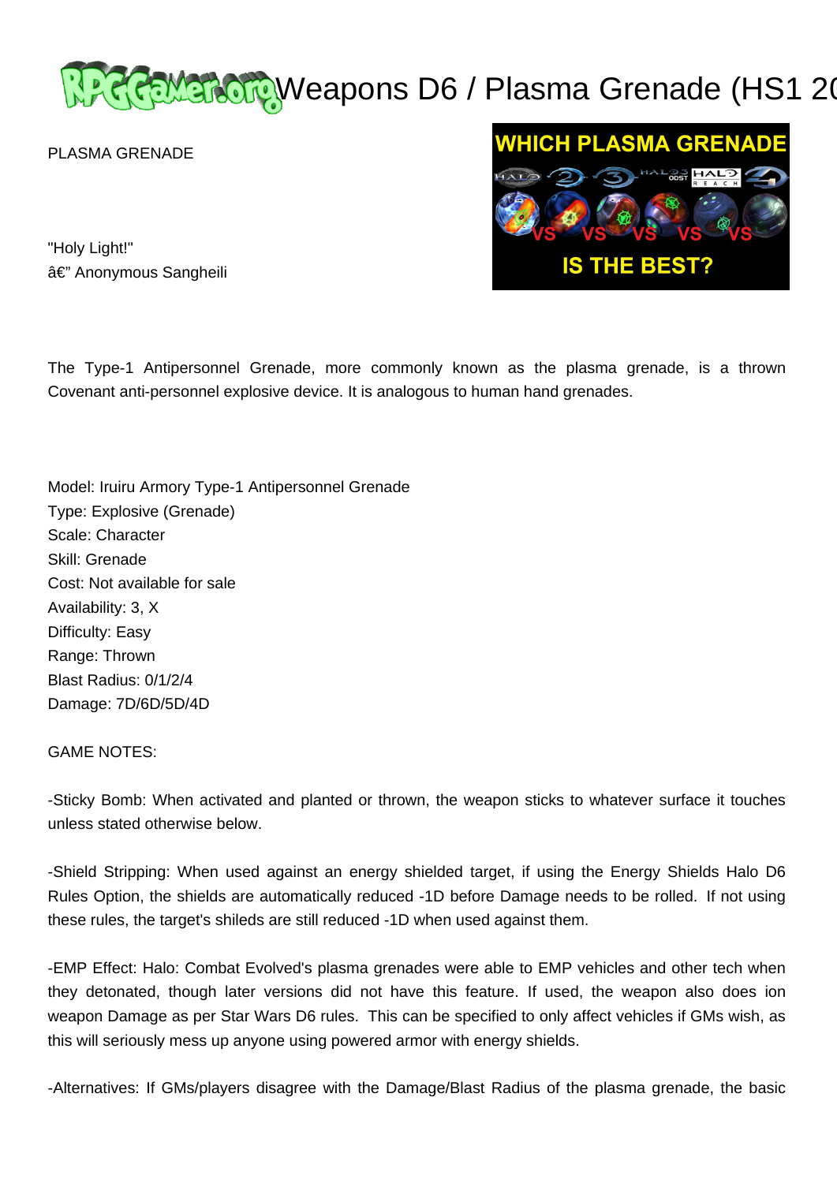# Weapons D6 / Plasma Grenade (HS1 20

PLASMA GRENADE

"Holy Light!"
â€" Anonymous Sangheili

The Type-1 Antipersonnel Grenade, more commonly known as the plasma grenade, is a thrown Covenant anti-personnel explosive device. It is analogous to human hand grenades.

Model: Iruiru Armory Type-1 Antipersonnel Grenade
Type: Explosive (Grenade)
Scale: Character
Skill: Grenade
Cost: Not available for sale
Availability: 3, X
Difficulty: Easy
Range: Thrown
Blast Radius: 0/1/2/4
Damage: 7D/6D/5D/4D

GAME NOTES:

-Sticky Bomb: When activated and planted or thrown, the weapon sticks to whatever surface it touches unless stated otherwise below.

-Shield Stripping: When used against an energy shielded target, if using the Energy Shields Halo D6 Rules Option, the shields are automatically reduced -1D before Damage needs to be rolled. If not using these rules, the target's shileds are still reduced -1D when used against them.

-EMP Effect: Halo: Combat Evolved's plasma grenades were able to EMP vehicles and other tech when they detonated, though later versions did not have this feature. If used, the weapon also does ion weapon Damage as per Star Wars D6 rules. This can be specified to only affect vehicles if GMs wish, as this will seriously mess up anyone using powered armor with energy shields.

-Alternatives: If GMs/players disagree with the Damage/Blast Radius of the plasma grenade, the basic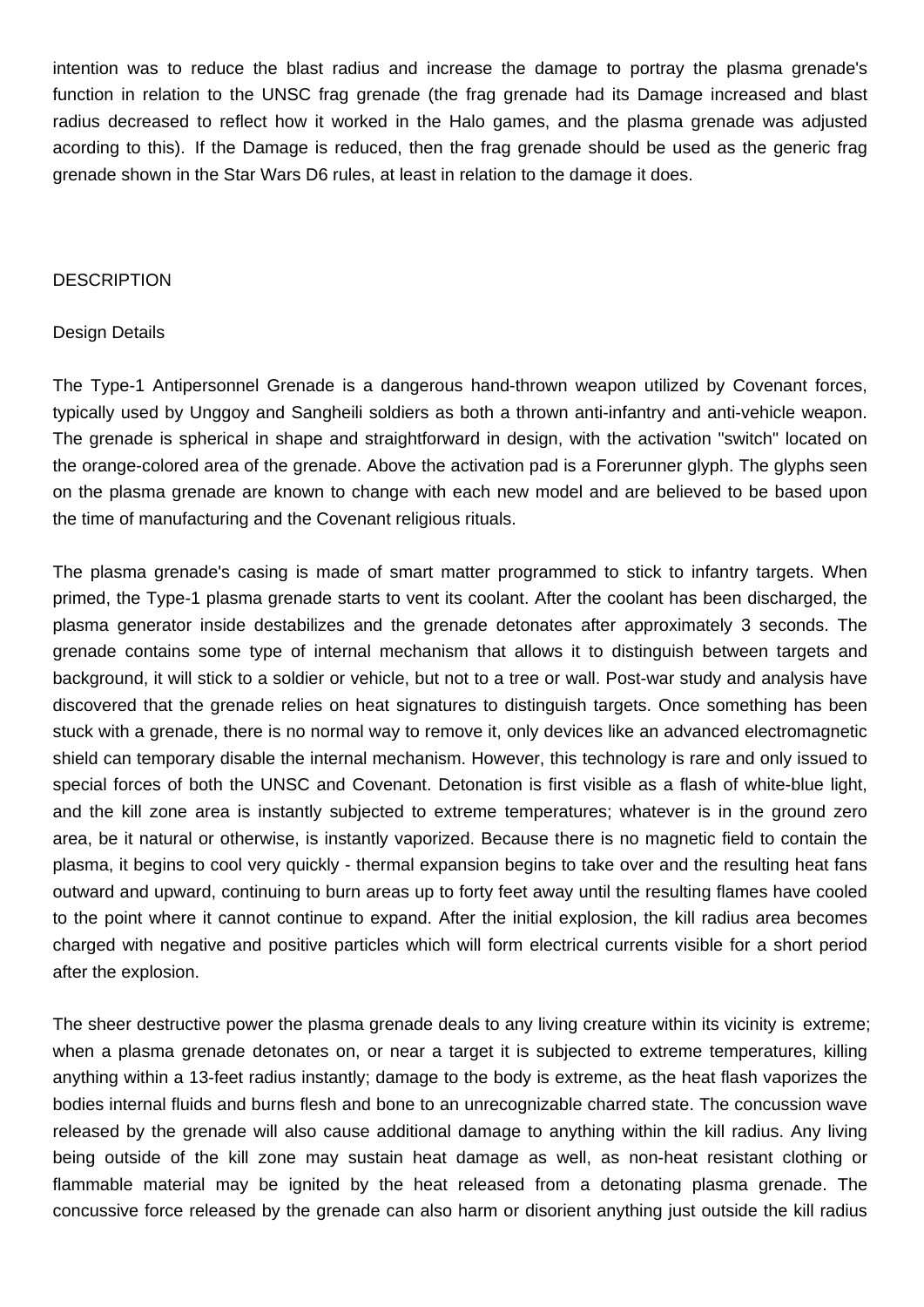intention was to reduce the blast radius and increase the damage to portray the plasma grenade's function in relation to the UNSC frag grenade (the frag grenade had its Damage increased and blast radius decreased to reflect how it worked in the Halo games, and the plasma grenade was adjusted acording to this). If the Damage is reduced, then the frag grenade should be used as the generic frag grenade shown in the Star Wars D6 rules, at least in relation to the damage it does.

DESCRIPTION

Design Details

The Type-1 Antipersonnel Grenade is a dangerous hand-thrown weapon utilized by Covenant forces, typically used by Unggoy and Sangheili soldiers as both a thrown anti-infantry and anti-vehicle weapon. The grenade is spherical in shape and straightforward in design, with the activation "switch" located on the orange-colored area of the grenade. Above the activation pad is a Forerunner glyph. The glyphs seen on the plasma grenade are known to change with each new model and are believed to be based upon the time of manufacturing and the Covenant religious rituals.

The plasma grenade's casing is made of smart matter programmed to stick to infantry targets. When primed, the Type-1 plasma grenade starts to vent its coolant. After the coolant has been discharged, the plasma generator inside destabilizes and the grenade detonates after approximately 3 seconds. The grenade contains some type of internal mechanism that allows it to distinguish between targets and background, it will stick to a soldier or vehicle, but not to a tree or wall. Post-war study and analysis have discovered that the grenade relies on heat signatures to distinguish targets. Once something has been stuck with a grenade, there is no normal way to remove it, only devices like an advanced electromagnetic shield can temporary disable the internal mechanism. However, this technology is rare and only issued to special forces of both the UNSC and Covenant. Detonation is first visible as a flash of white-blue light, and the kill zone area is instantly subjected to extreme temperatures; whatever is in the ground zero area, be it natural or otherwise, is instantly vaporized. Because there is no magnetic field to contain the plasma, it begins to cool very quickly - thermal expansion begins to take over and the resulting heat fans outward and upward, continuing to burn areas up to forty feet away until the resulting flames have cooled to the point where it cannot continue to expand. After the initial explosion, the kill radius area becomes charged with negative and positive particles which will form electrical currents visible for a short period after the explosion.

The sheer destructive power the plasma grenade deals to any living creature within its vicinity is extreme; when a plasma grenade detonates on, or near a target it is subjected to extreme temperatures, killing anything within a 13-feet radius instantly; damage to the body is extreme, as the heat flash vaporizes the bodies internal fluids and burns flesh and bone to an unrecognizable charred state. The concussion wave released by the grenade will also cause additional damage to anything within the kill radius. Any living being outside of the kill zone may sustain heat damage as well, as non-heat resistant clothing or flammable material may be ignited by the heat released from a detonating plasma grenade. The concussive force released by the grenade can also harm or disorient anything just outside the kill radius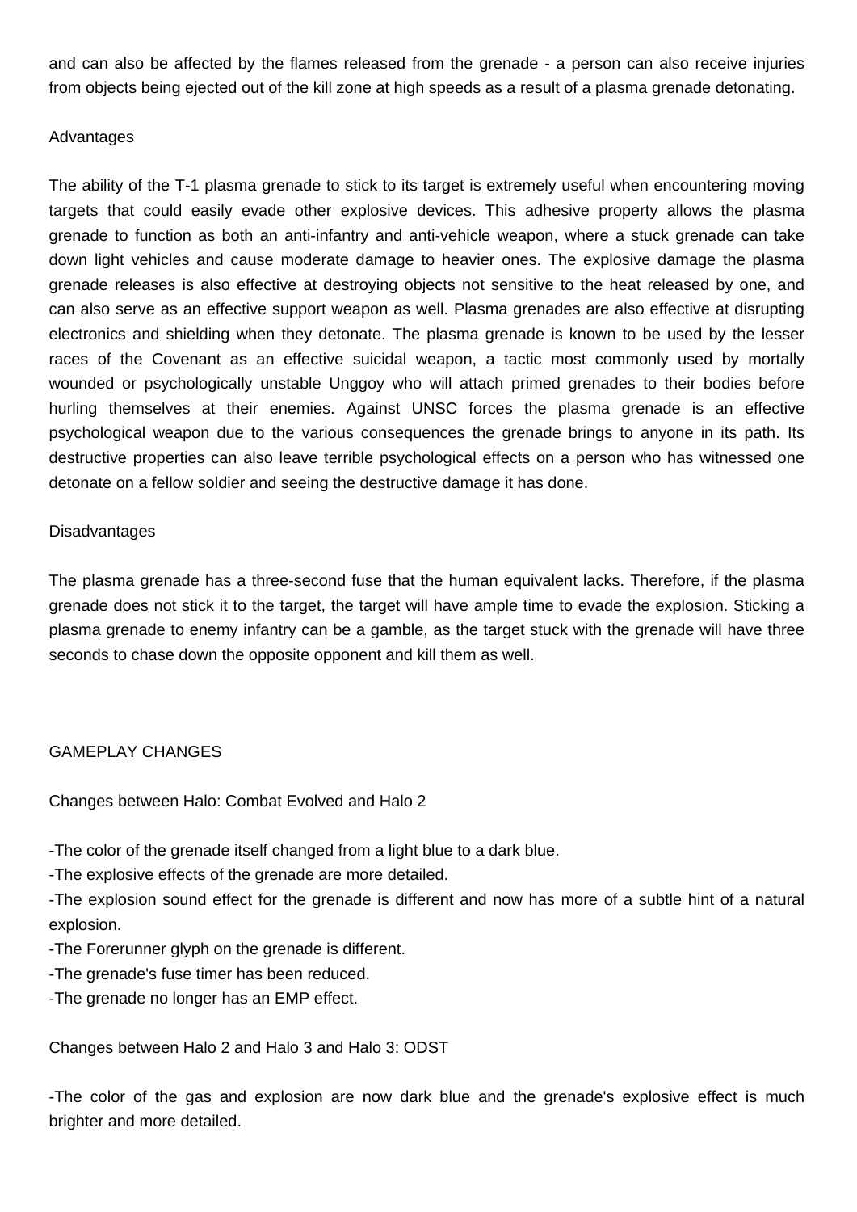and can also be affected by the flames released from the grenade - a person can also receive injuries from objects being ejected out of the kill zone at high speeds as a result of a plasma grenade detonating.

## Advantages

The ability of the T-1 plasma grenade to stick to its target is extremely useful when encountering moving targets that could easily evade other explosive devices. This adhesive property allows the plasma grenade to function as both an anti-infantry and anti-vehicle weapon, where a stuck grenade can take down light vehicles and cause moderate damage to heavier ones. The explosive damage the plasma grenade releases is also effective at destroying objects not sensitive to the heat released by one, and can also serve as an effective support weapon as well. Plasma grenades are also effective at disrupting electronics and shielding when they detonate. The plasma grenade is known to be used by the lesser races of the Covenant as an effective suicidal weapon, a tactic most commonly used by mortally wounded or psychologically unstable Unggoy who will attach primed grenades to their bodies before hurling themselves at their enemies. Against UNSC forces the plasma grenade is an effective psychological weapon due to the various consequences the grenade brings to anyone in its path. Its destructive properties can also leave terrible psychological effects on a person who has witnessed one detonate on a fellow soldier and seeing the destructive damage it has done.

## Disadvantages

The plasma grenade has a three-second fuse that the human equivalent lacks. Therefore, if the plasma grenade does not stick it to the target, the target will have ample time to evade the explosion. Sticking a plasma grenade to enemy infantry can be a gamble, as the target stuck with the grenade will have three seconds to chase down the opposite opponent and kill them as well.

# GAMEPLAY CHANGES

## Changes between Halo: Combat Evolved and Halo 2

-The color of the grenade itself changed from a light blue to a dark blue.
-The explosive effects of the grenade are more detailed.
-The explosion sound effect for the grenade is different and now has more of a subtle hint of a natural explosion.
-The Forerunner glyph on the grenade is different.
-The grenade's fuse timer has been reduced.
-The grenade no longer has an EMP effect.

## Changes between Halo 2 and Halo 3 and Halo 3: ODST

-The color of the gas and explosion are now dark blue and the grenade's explosive effect is much brighter and more detailed.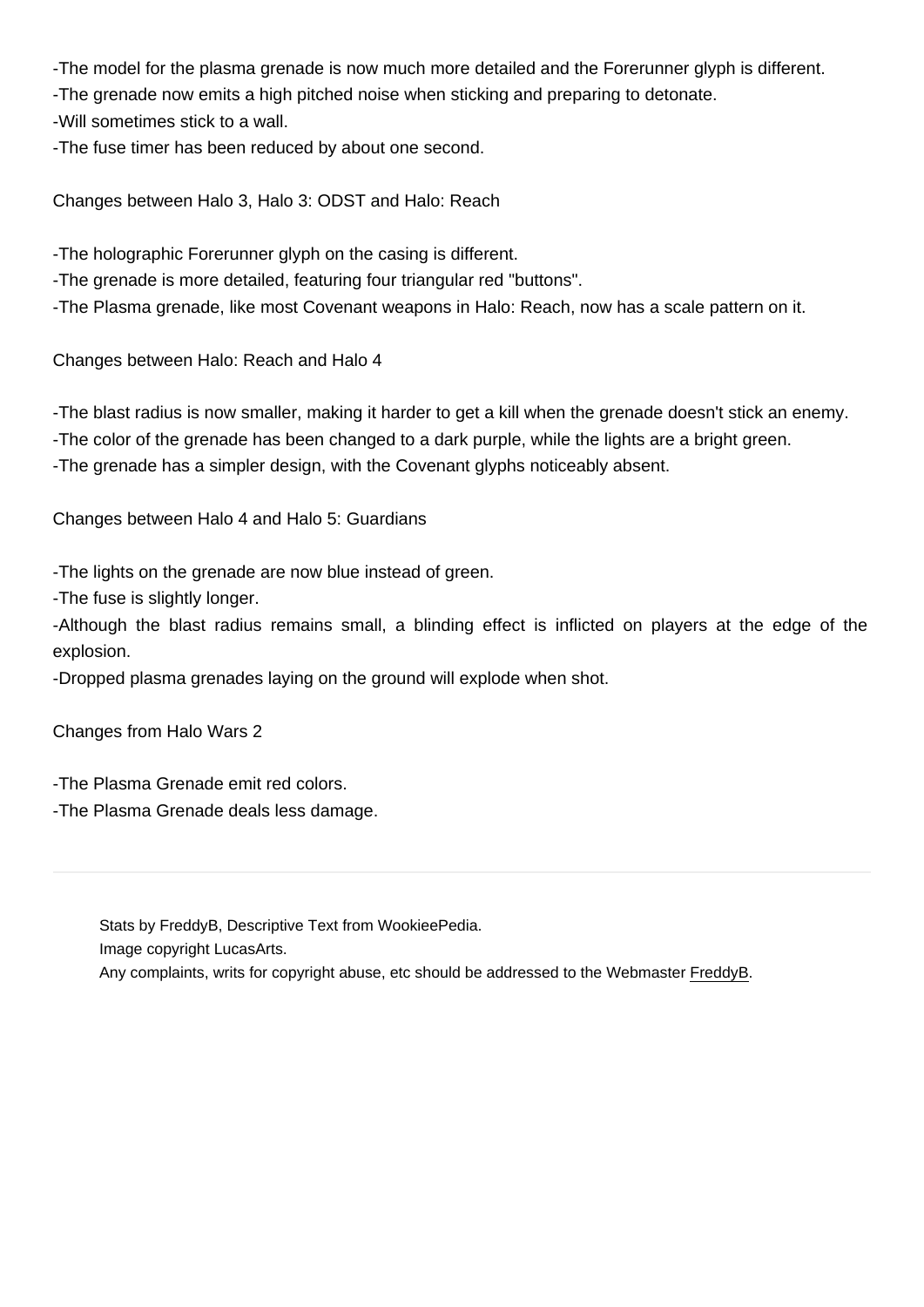-The model for the plasma grenade is now much more detailed and the Forerunner glyph is different.
-The grenade now emits a high pitched noise when sticking and preparing to detonate.
-Will sometimes stick to a wall.
-The fuse timer has been reduced by about one second.

Changes between Halo 3, Halo 3: ODST and Halo: Reach

-The holographic Forerunner glyph on the casing is different.
-The grenade is more detailed, featuring four triangular red "buttons".
-The Plasma grenade, like most Covenant weapons in Halo: Reach, now has a scale pattern on it.

Changes between Halo: Reach and Halo 4

-The blast radius is now smaller, making it harder to get a kill when the grenade doesn't stick an enemy.
-The color of the grenade has been changed to a dark purple, while the lights are a bright green.
-The grenade has a simpler design, with the Covenant glyphs noticeably absent.

Changes between Halo 4 and Halo 5: Guardians

-The lights on the grenade are now blue instead of green.
-The fuse is slightly longer.
-Although the blast radius remains small, a blinding effect is inflicted on players at the edge of the explosion.
-Dropped plasma grenades laying on the ground will explode when shot.

Changes from Halo Wars 2

-The Plasma Grenade emit red colors.
-The Plasma Grenade deals less damage.

---

Stats by FreddyB, Descriptive Text from WookieePedia.
Image copyright LucasArts.
Any complaints, writs for copyright abuse, etc should be addressed to the Webmaster FreddyB.